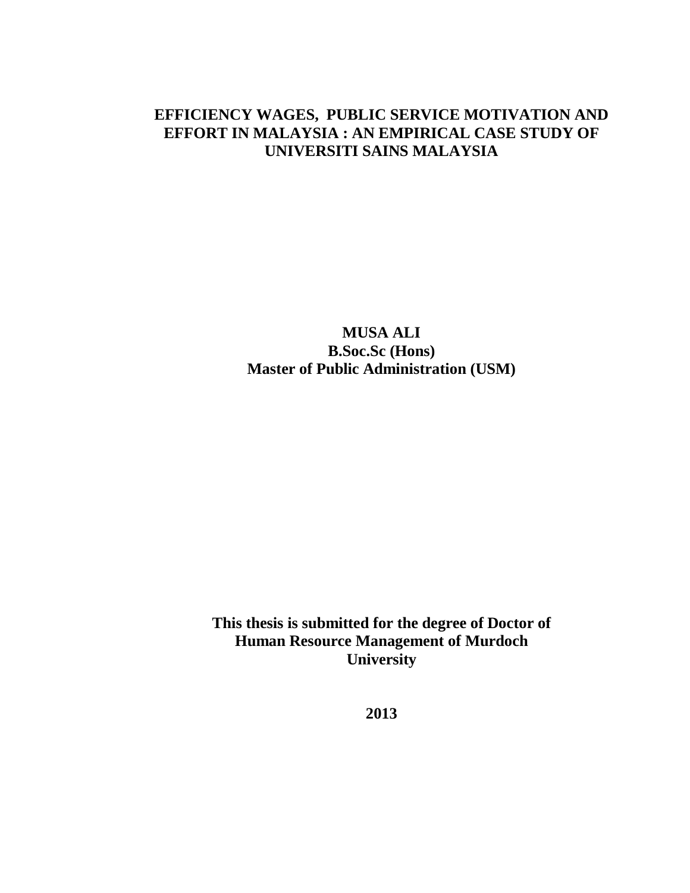# EFFICIENCY WAGES, PUBLIC SERVICE MOTIVATION AND EFFORT IN MALAYSIA : AN EMPIRICAL CASE STUDY OF UNIVERSITI SAINS MALAYSIA

**MUSA ALI**
**B.Soc.Sc (Hons)**
**Master of Public Administration (USM)**

**This thesis is submitted for the degree of Doctor of Human Resource Management of Murdoch University**

**2013**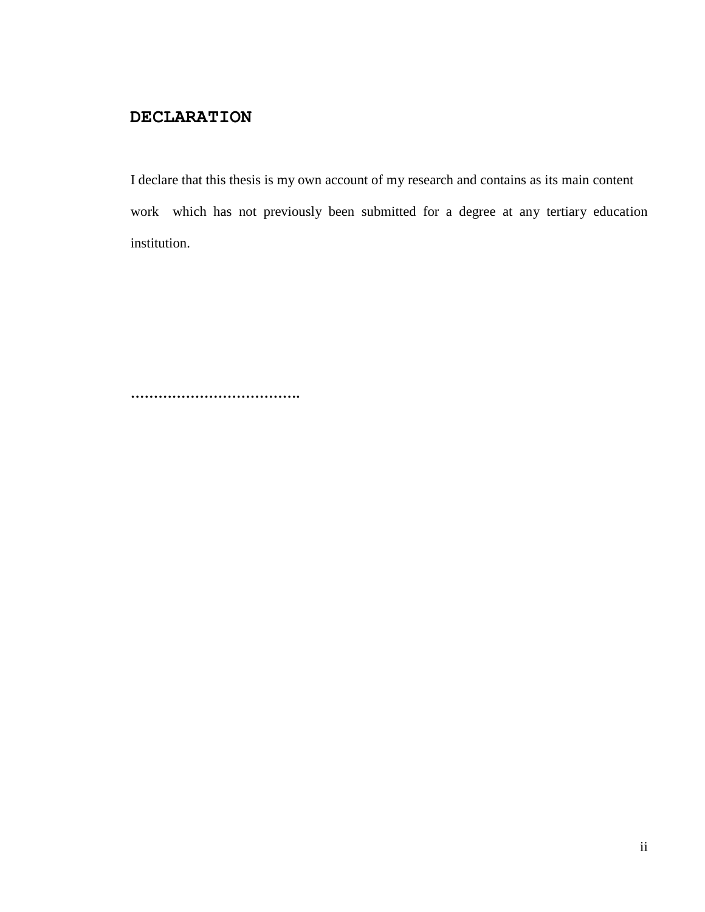# DECLARATION

I declare that this thesis is my own account of my research and contains as its main content work which has not previously been submitted for a degree at any tertiary education institution.

…………………………….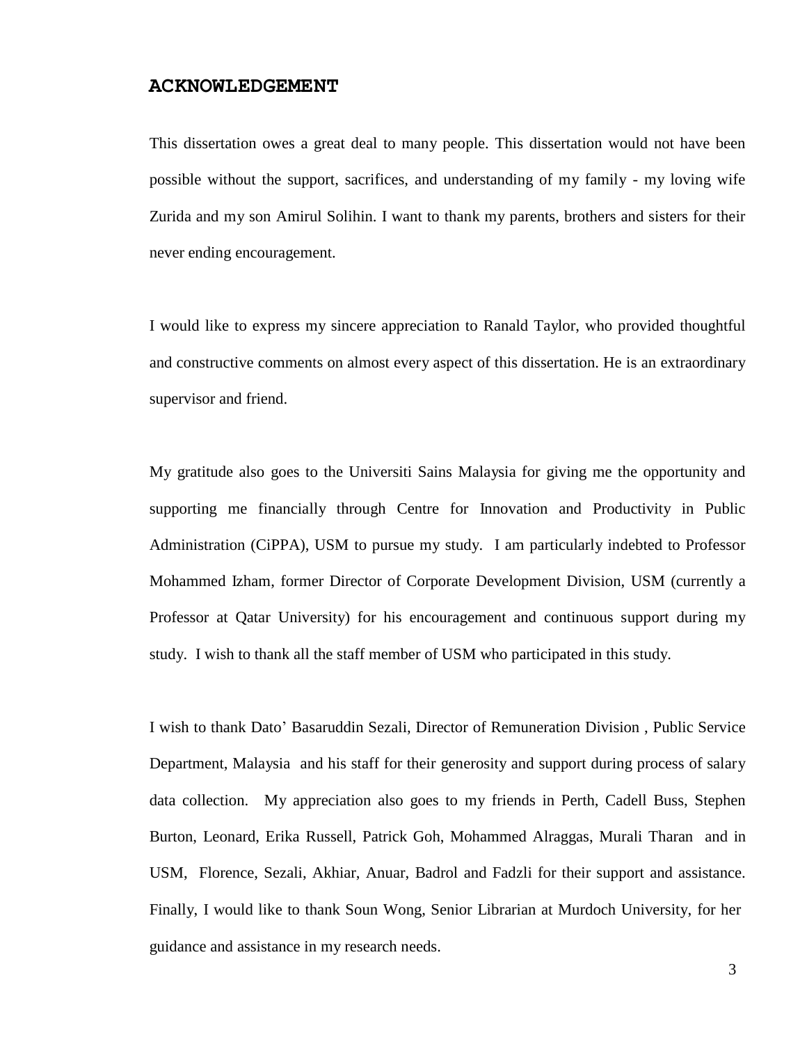## ACKNOWLEDGEMENT

This dissertation owes a great deal to many people. This dissertation would not have been possible without the support, sacrifices, and understanding of my family - my loving wife Zurida and my son Amirul Solihin. I want to thank my parents, brothers and sisters for their never ending encouragement.

I would like to express my sincere appreciation to Ranald Taylor, who provided thoughtful and constructive comments on almost every aspect of this dissertation. He is an extraordinary supervisor and friend.

My gratitude also goes to the Universiti Sains Malaysia for giving me the opportunity and supporting me financially through Centre for Innovation and Productivity in Public Administration (CiPPA), USM to pursue my study. I am particularly indebted to Professor Mohammed Izham, former Director of Corporate Development Division, USM (currently a Professor at Qatar University) for his encouragement and continuous support during my study. I wish to thank all the staff member of USM who participated in this study.

I wish to thank Dato' Basaruddin Sezali, Director of Remuneration Division , Public Service Department, Malaysia and his staff for their generosity and support during process of salary data collection. My appreciation also goes to my friends in Perth, Cadell Buss, Stephen Burton, Leonard, Erika Russell, Patrick Goh, Mohammed Alraggas, Murali Tharan and in USM, Florence, Sezali, Akhiar, Anuar, Badrol and Fadzli for their support and assistance. Finally, I would like to thank Soun Wong, Senior Librarian at Murdoch University, for her guidance and assistance in my research needs.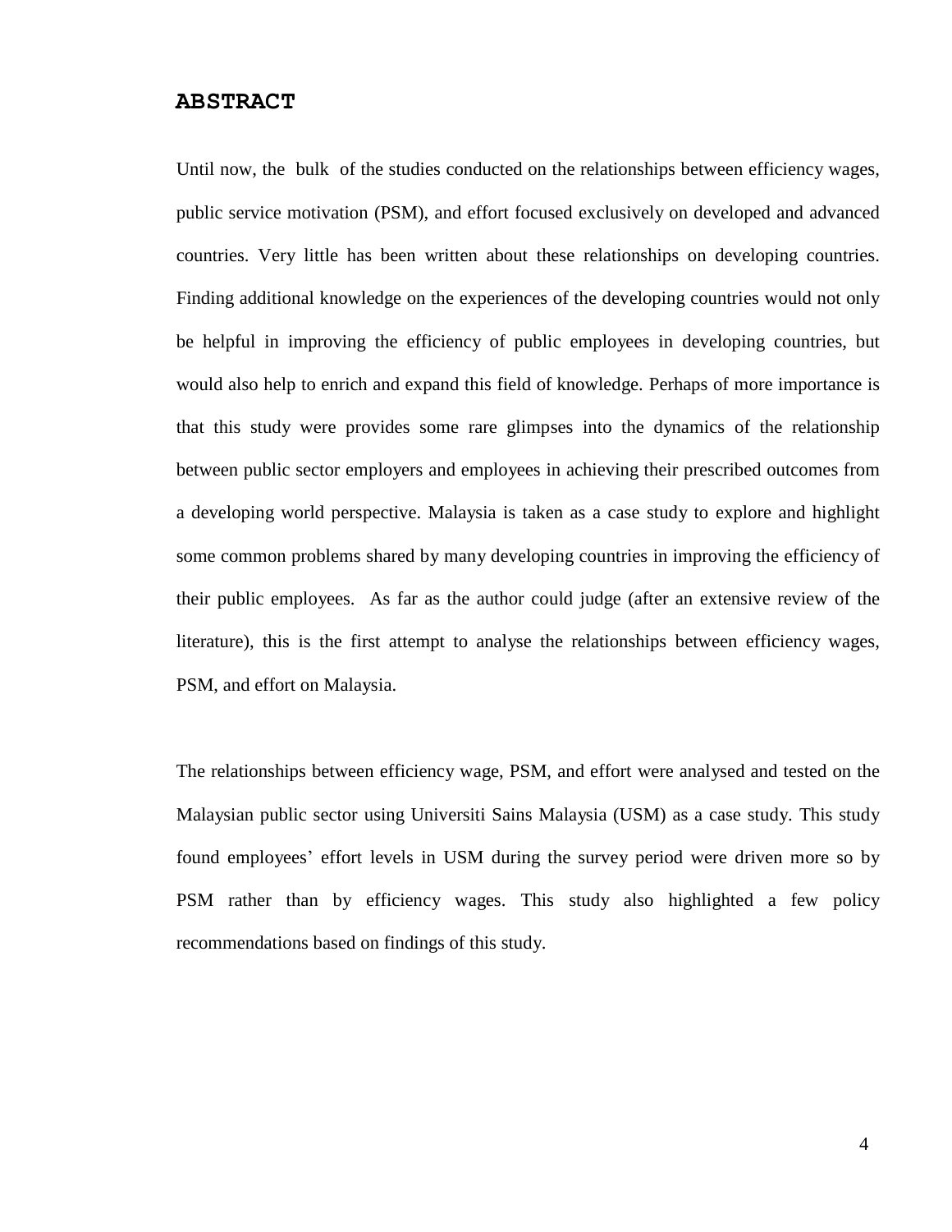## ABSTRACT

Until now, the bulk of the studies conducted on the relationships between efficiency wages, public service motivation (PSM), and effort focused exclusively on developed and advanced countries. Very little has been written about these relationships on developing countries. Finding additional knowledge on the experiences of the developing countries would not only be helpful in improving the efficiency of public employees in developing countries, but would also help to enrich and expand this field of knowledge. Perhaps of more importance is that this study were provides some rare glimpses into the dynamics of the relationship between public sector employers and employees in achieving their prescribed outcomes from a developing world perspective. Malaysia is taken as a case study to explore and highlight some common problems shared by many developing countries in improving the efficiency of their public employees. As far as the author could judge (after an extensive review of the literature), this is the first attempt to analyse the relationships between efficiency wages, PSM, and effort on Malaysia.

The relationships between efficiency wage, PSM, and effort were analysed and tested on the Malaysian public sector using Universiti Sains Malaysia (USM) as a case study. This study found employees' effort levels in USM during the survey period were driven more so by PSM rather than by efficiency wages. This study also highlighted a few policy recommendations based on findings of this study.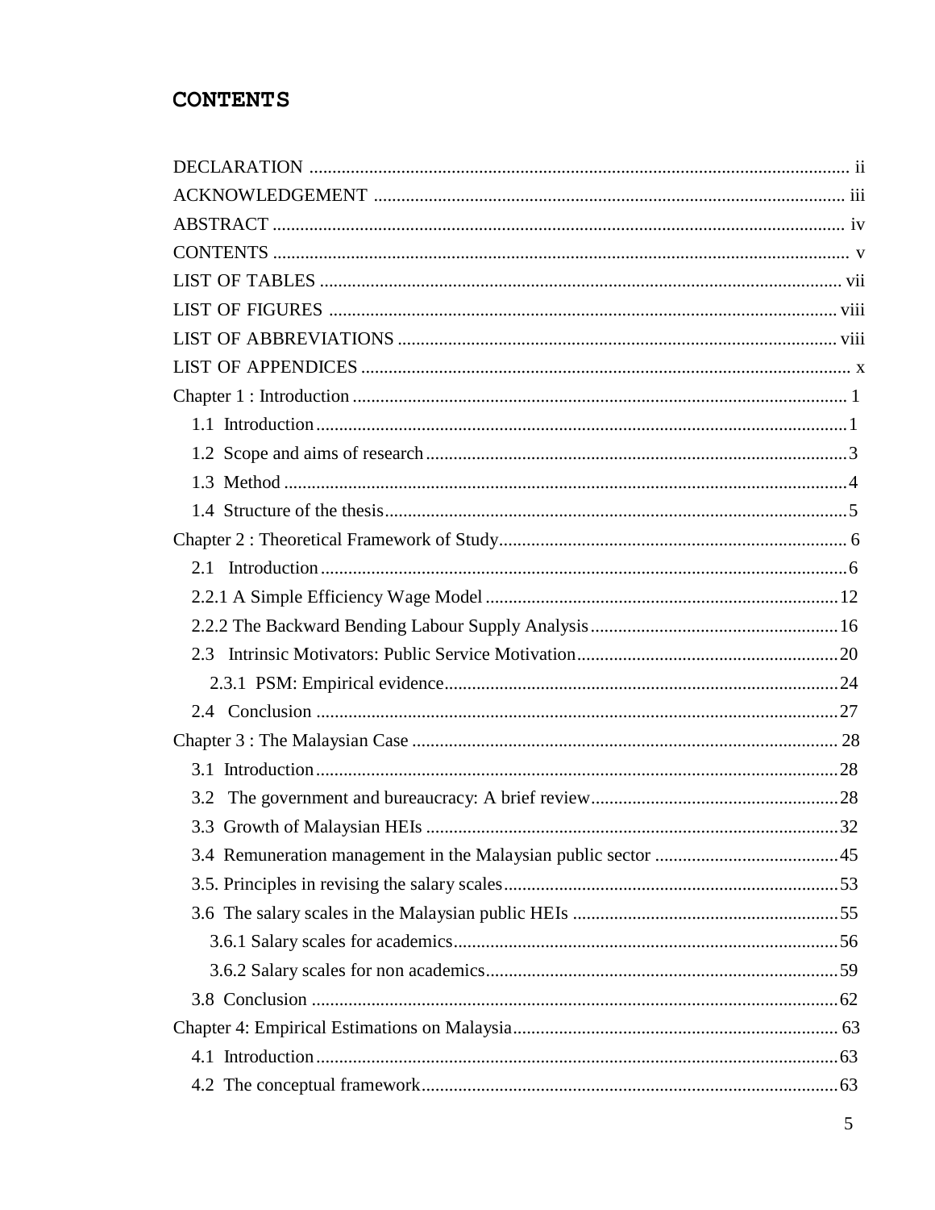# CONTENTS

DECLARATION .................................................................................................................... ii

ACKNOWLEDGEMENT ..................................................................................................... iii

ABSTRACT ........................................................................................................................... iv

CONTENTS ............................................................................................................................ v

LIST OF TABLES ................................................................................................................ vii

LIST OF FIGURES .............................................................................................................. viii

LIST OF ABBREVIATIONS ............................................................................................... viii

LIST OF APPENDICES ......................................................................................................... x

Chapter 1 : Introduction .......................................................................................................... 1

  1.1 Introduction ...................................................................................................................1

  1.2 Scope and aims of research ..........................................................................................3

  1.3 Method ..........................................................................................................................4

  1.4 Structure of the thesis ...................................................................................................5

Chapter 2 : Theoretical Framework of Study ........................................................................... 6

  2.1 Introduction ...................................................................................................................6

  2.2.1 A Simple Efficiency Wage Model ............................................................................12

  2.2.2 The Backward Bending Labour Supply Analysis .....................................................16

  2.3 Intrinsic Motivators: Public Service Motivation .........................................................20

    2.3.1 PSM: Empirical evidence .....................................................................................24

  2.4 Conclusion ..................................................................................................................27

Chapter 3 : The Malaysian Case ............................................................................................ 28

  3.1 Introduction .................................................................................................................28

  3.2 The government and bureaucracy: A brief review ......................................................28

  3.3 Growth of Malaysian HEIs .........................................................................................32

  3.4 Remuneration management in the Malaysian public sector ........................................45

  3.5. Principles in revising the salary scales ........................................................................53

  3.6 The salary scales in the Malaysian public HEIs ..........................................................55

    3.6.1 Salary scales for academics ...................................................................................56

    3.6.2 Salary scales for non academics ............................................................................59

  3.8 Conclusion ..................................................................................................................62

Chapter 4: Empirical Estimations on Malaysia ...................................................................... 63

  4.1 Introduction .................................................................................................................63

  4.2 The conceptual framework ..........................................................................................63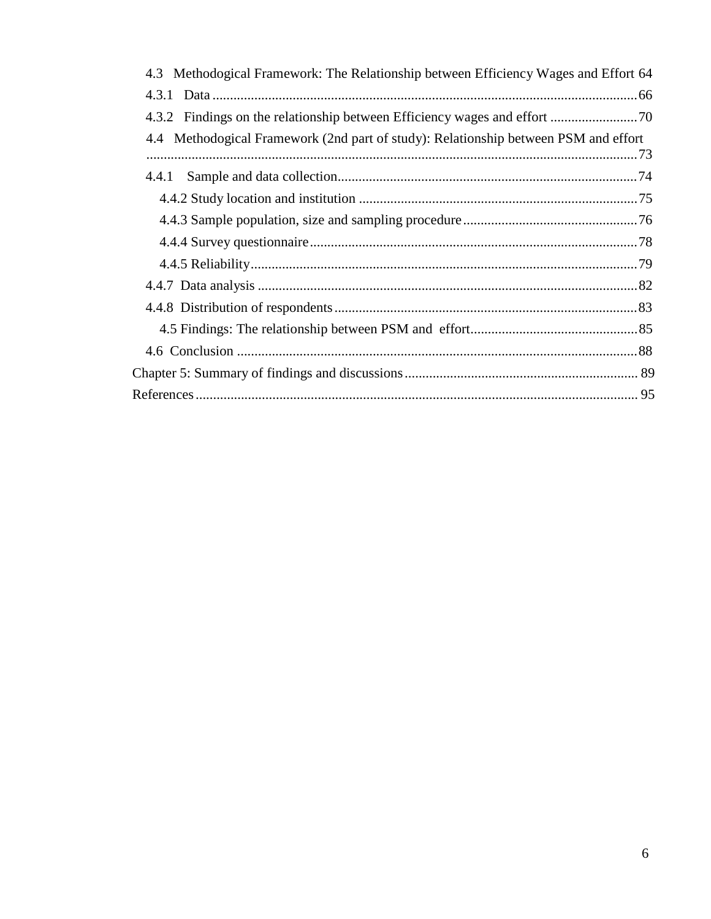4.3 Methodogical Framework: The Relationship between Efficiency Wages and Effort 64

4.3.1 Data ........................................................................................................................ 66

4.3.2 Findings on the relationship between Efficiency wages and effort ......................... 70

4.4 Methodogical Framework (2nd part of study): Relationship between PSM and effort ....................................................................................................................................... 73

4.4.1 Sample and data collection...................................................................................... 74

4.4.2 Study location and institution ................................................................................ 75

4.4.3 Sample population, size and sampling procedure .................................................. 76

4.4.4 Survey questionnaire .............................................................................................. 78

4.4.5 Reliability ............................................................................................................... 79

4.4.7 Data analysis ............................................................................................................ 82

4.4.8 Distribution of respondents ...................................................................................... 83

4.5 Findings: The relationship between PSM and effort................................................ 85

4.6 Conclusion ................................................................................................................. 88

Chapter 5: Summary of findings and discussions .................................................................. 89

References ............................................................................................................................. 95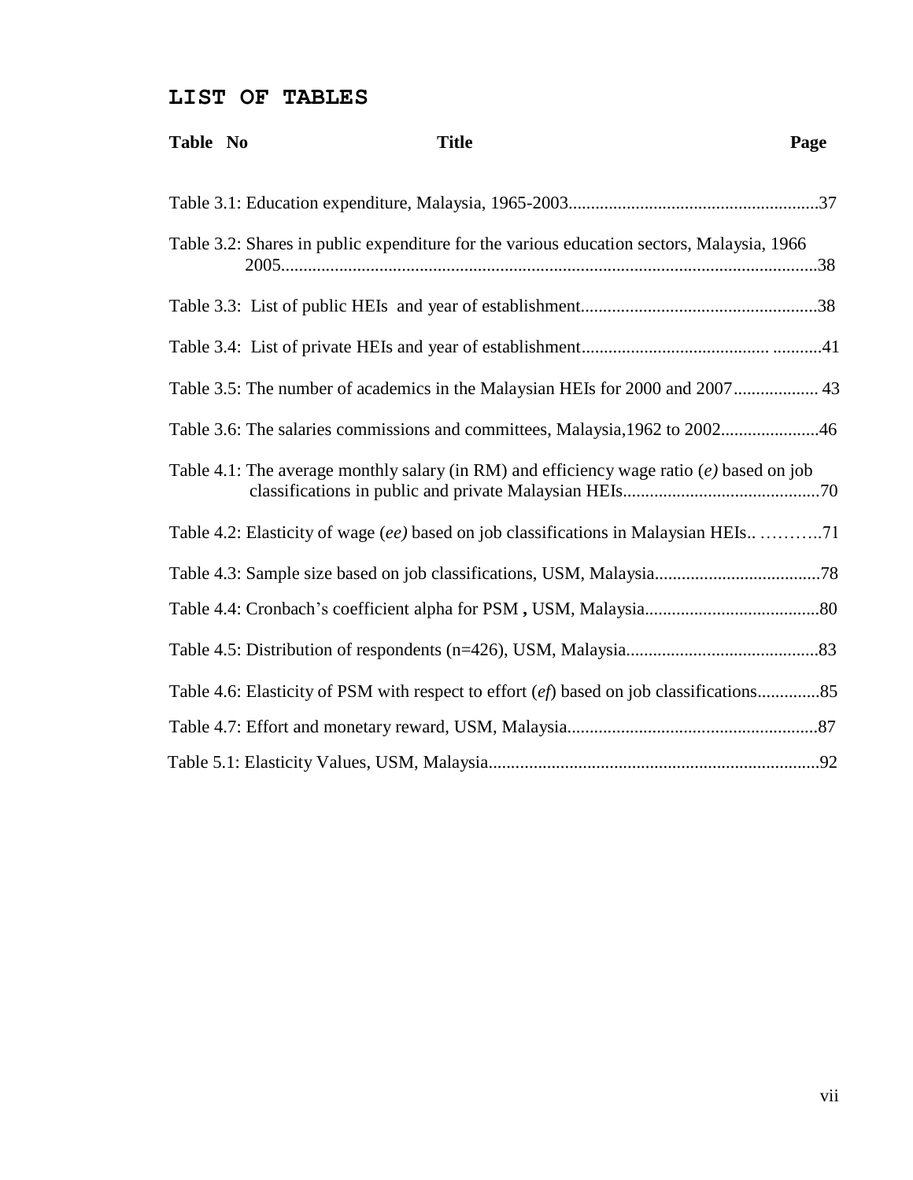## LIST OF TABLES

| Table No | Title | Page |
|---|---|---|
| Table 3.1: | Education expenditure, Malaysia, 1965-2003 | 37 |
| Table 3.2: | Shares in public expenditure for the various education sectors, Malaysia, 1966 2005 | 38 |
| Table 3.3: | List of public HEIs and year of establishment | 38 |
| Table 3.4: | List of private HEIs and year of establishment | 41 |
| Table 3.5: | The number of academics in the Malaysian HEIs for 2000 and 2007 | 43 |
| Table 3.6: | The salaries commissions and committees, Malaysia,1962 to 2002 | 46 |
| Table 4.1: | The average monthly salary (in RM) and efficiency wage ratio (*e)* based on job classifications in public and private Malaysian HEIs | 70 |
| Table 4.2: | Elasticity of wage (*ee)* based on job classifications in Malaysian HEIs | 71 |
| Table 4.3: | Sample size based on job classifications, USM, Malaysia | 78 |
| Table 4.4: | Cronbach's coefficient alpha for PSM **,** USM, Malaysia | 80 |
| Table 4.5: | Distribution of respondents (n=426), USM, Malaysia | 83 |
| Table 4.6: | Elasticity of PSM with respect to effort (*ef*) based on job classifications | 85 |
| Table 4.7: | Effort and monetary reward, USM, Malaysia | 87 |
| Table 5.1: | Elasticity Values, USM, Malaysia | 92 |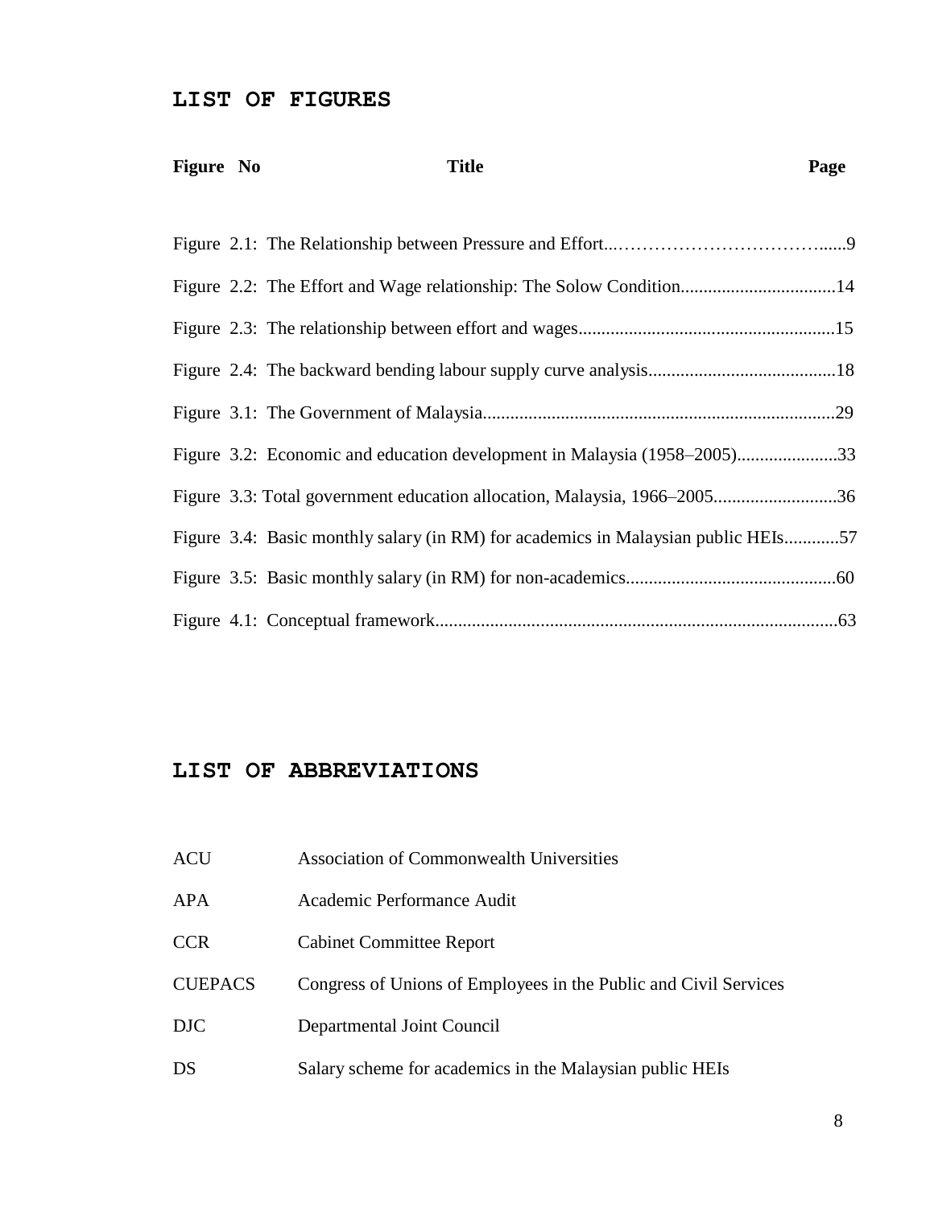## LIST OF FIGURES

| Figure No | Title | Page |
|---|---|---|
| Figure 2.1: | The Relationship between Pressure and Effort | 9 |
| Figure 2.2: | The Effort and Wage relationship: The Solow Condition | 14 |
| Figure 2.3: | The relationship between effort and wages | 15 |
| Figure 2.4: | The backward bending labour supply curve analysis | 18 |
| Figure 3.1: | The Government of Malaysia | 29 |
| Figure 3.2: | Economic and education development in Malaysia (1958–2005) | 33 |
| Figure 3.3: | Total government education allocation, Malaysia, 1966–2005 | 36 |
| Figure 3.4: | Basic monthly salary (in RM) for academics in Malaysian public HEIs | 57 |
| Figure 3.5: | Basic monthly salary (in RM) for non-academics | 60 |
| Figure 4.1: | Conceptual framework | 63 |

## LIST OF ABBREVIATIONS

| | |
|---|---|
| ACU | Association of Commonwealth Universities |
| APA | Academic Performance Audit |
| CCR | Cabinet Committee Report |
| CUEPACS | Congress of Unions of Employees in the Public and Civil Services |
| DJC | Departmental Joint Council |
| DS | Salary scheme for academics in the Malaysian public HEIs |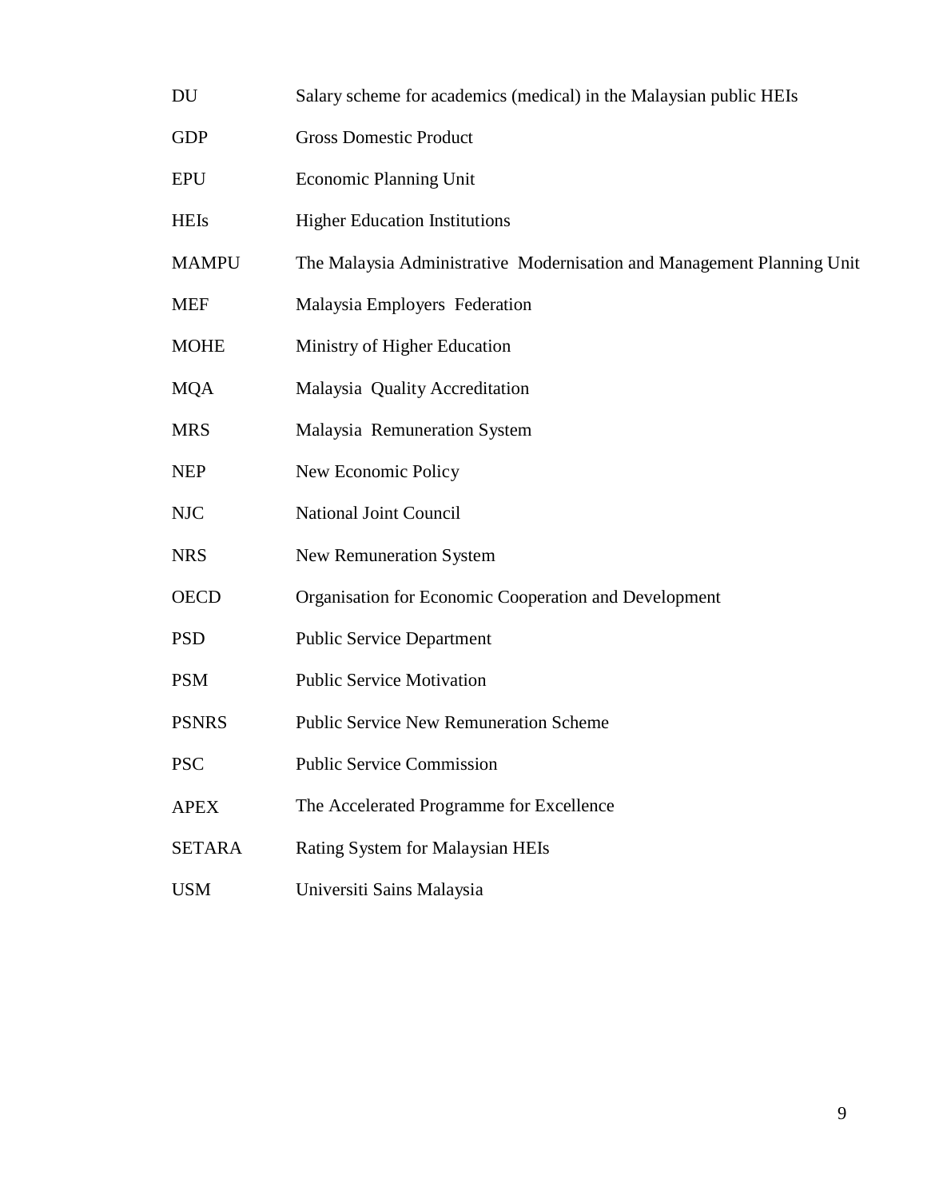| | |
|---|---|
| DU | Salary scheme for academics (medical) in the Malaysian public HEIs |
| GDP | Gross Domestic Product |
| EPU | Economic Planning Unit |
| HEIs | Higher Education Institutions |
| MAMPU | The Malaysia Administrative Modernisation and Management Planning Unit |
| MEF | Malaysia Employers Federation |
| MOHE | Ministry of Higher Education |
| MQA | Malaysia Quality Accreditation |
| MRS | Malaysia Remuneration System |
| NEP | New Economic Policy |
| NJC | National Joint Council |
| NRS | New Remuneration System |
| OECD | Organisation for Economic Cooperation and Development |
| PSD | Public Service Department |
| PSM | Public Service Motivation |
| PSNRS | Public Service New Remuneration Scheme |
| PSC | Public Service Commission |
| APEX | The Accelerated Programme for Excellence |
| SETARA | Rating System for Malaysian HEIs |
| USM | Universiti Sains Malaysia |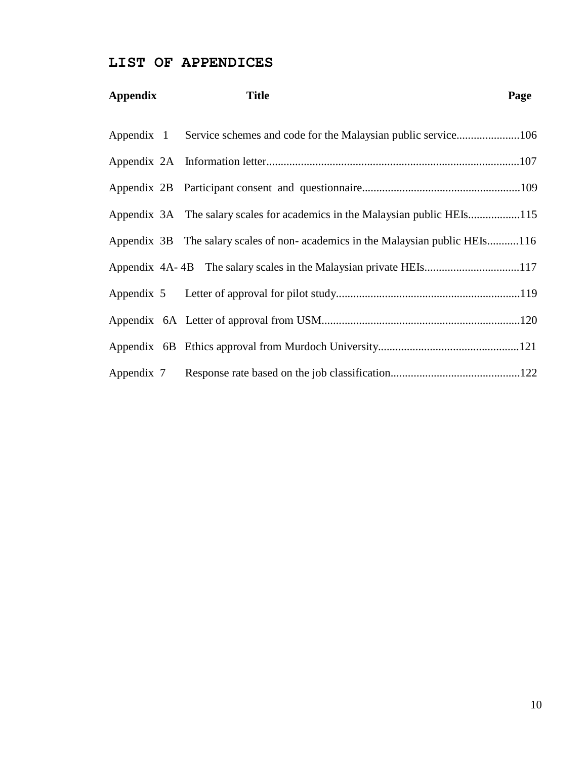# LIST OF APPENDICES

| Appendix | Title | Page |
| --- | --- | --- |
| Appendix 1 | Service schemes and code for the Malaysian public service | 106 |
| Appendix 2A | Information letter | 107 |
| Appendix 2B | Participant consent and questionnaire | 109 |
| Appendix 3A | The salary scales for academics in the Malaysian public HEIs | 115 |
| Appendix 3B | The salary scales of non- academics in the Malaysian public HEIs | 116 |
| Appendix 4A- 4B | The salary scales in the Malaysian private HEIs | 117 |
| Appendix 5 | Letter of approval for pilot study | 119 |
| Appendix 6A | Letter of approval from USM | 120 |
| Appendix 6B | Ethics approval from Murdoch University | 121 |
| Appendix 7 | Response rate based on the job classification | 122 |